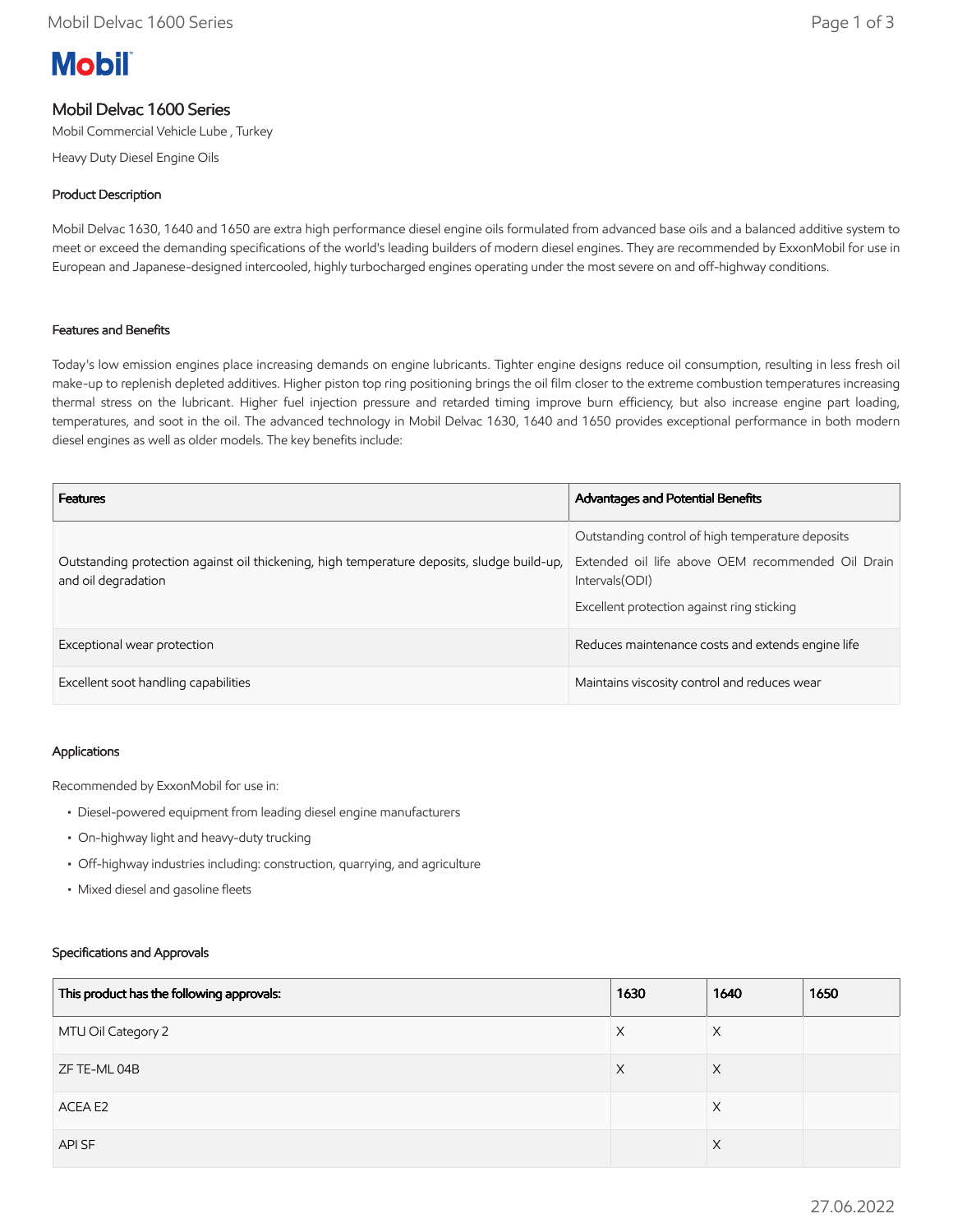**Mobil**

# Mobil Delvac 1600 Series

Mobil Commercial Vehicle Lube , Turkey

Heavy Duty Diesel Engine Oils

## Product Description

Mobil Delvac 1630, 1640 and 1650 are extra high performance diesel engine oils formulated from advanced base oils and a balanced additive system to meet or exceed the demanding specifications of the world's leading builders of modern diesel engines. They are recommended by ExxonMobil for use in European and Japanese-designed intercooled, highly turbocharged engines operating under the most severe on and off-highway conditions.

## Features and Benefits

Today's low emission engines place increasing demands on engine lubricants. Tighter engine designs reduce oil consumption, resulting in less fresh oil make-up to replenish depleted additives. Higher piston top ring positioning brings the oil film closer to the extreme combustion temperatures increasing thermal stress on the lubricant. Higher fuel injection pressure and retarded timing improve burn efficiency, but also increase engine part loading, temperatures, and soot in the oil. The advanced technology in Mobil Delvac 1630, 1640 and 1650 provides exceptional performance in both modern diesel engines as well as older models. The key benefits include:

| Features | Advantages and Potential Benefits |
| --- | --- |
| Outstanding protection against oil thickening, high temperature deposits, sludge build-up, and oil degradation | Outstanding control of high temperature deposits<br>Extended oil life above OEM recommended Oil Drain Intervals(ODI)<br>Excellent protection against ring sticking |
| Exceptional wear protection | Reduces maintenance costs and extends engine life |
| Excellent soot handling capabilities | Maintains viscosity control and reduces wear |

## Applications

Recommended by ExxonMobil for use in:

- Diesel-powered equipment from leading diesel engine manufacturers
- On-highway light and heavy-duty trucking
- Off-highway industries including: construction, quarrying, and agriculture
- Mixed diesel and gasoline fleets

## Specifications and Approvals

| This product has the following approvals: | 1630 | 1640 | 1650 |
| --- | --- | --- | --- |
| MTU Oil Category 2 | X | X | |
| ZF TE-ML 04B | X | X | |
| ACEA E2 | | X | |
| API SF | | X | |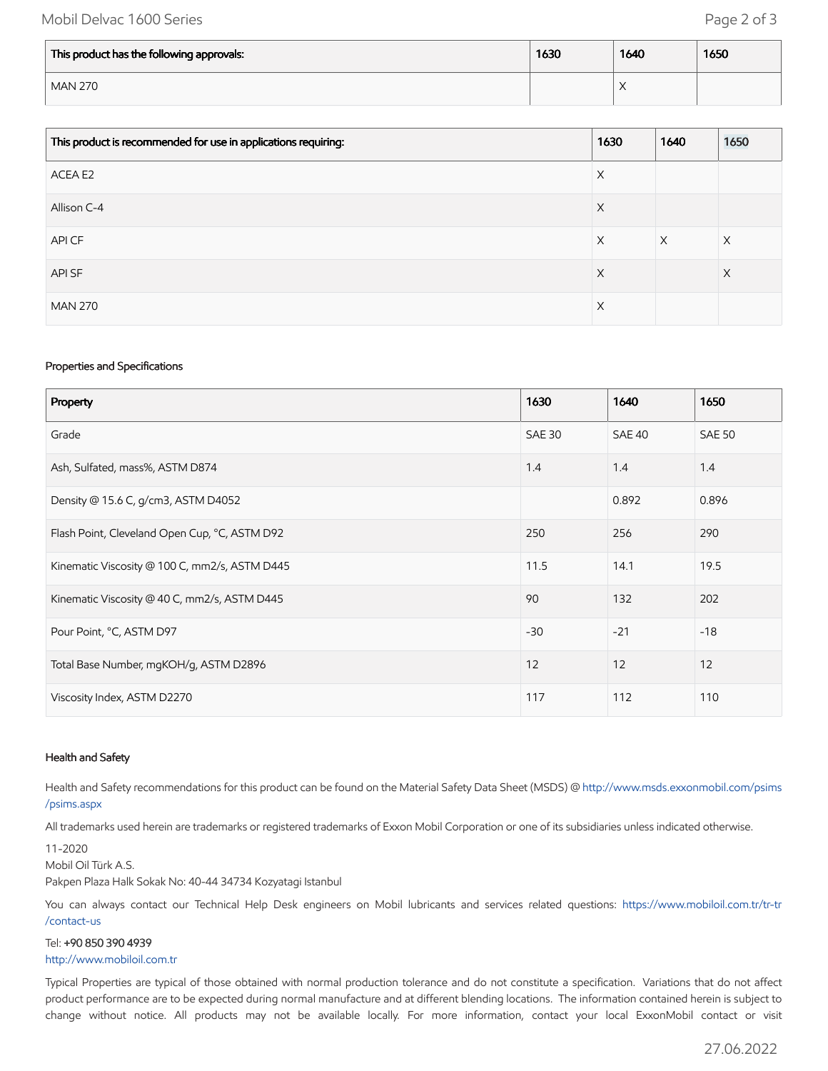| This product has the following approvals: | 1630 | 1640 | 1650 |
| --- | --- | --- | --- |
| MAN 270 | | X | |

| This product is recommended for use in applications requiring: | 1630 | 1640 | 1650 |
| --- | --- | --- | --- |
| ACEA E2 | X | | |
| Allison C-4 | X | | |
| API CF | X | X | X |
| API SF | X | | X |
| MAN 270 | X | | |

### Properties and Specifications

| Property | 1630 | 1640 | 1650 |
| --- | --- | --- | --- |
| Grade | SAE 30 | SAE 40 | SAE 50 |
| Ash, Sulfated, mass%, ASTM D874 | 1.4 | 1.4 | 1.4 |
| Density @ 15.6 C, g/cm3, ASTM D4052 | | 0.892 | 0.896 |
| Flash Point, Cleveland Open Cup, °C, ASTM D92 | 250 | 256 | 290 |
| Kinematic Viscosity @ 100 C, mm2/s, ASTM D445 | 11.5 | 14.1 | 19.5 |
| Kinematic Viscosity @ 40 C, mm2/s, ASTM D445 | 90 | 132 | 202 |
| Pour Point, °C, ASTM D97 | -30 | -21 | -18 |
| Total Base Number, mgKOH/g, ASTM D2896 | 12 | 12 | 12 |
| Viscosity Index, ASTM D2270 | 117 | 112 | 110 |

### Health and Safety

Health and Safety recommendations for this product can be found on the Material Safety Data Sheet (MSDS) @ http://www.msds.exxonmobil.com/psims/psims.aspx

All trademarks used herein are trademarks or registered trademarks of Exxon Mobil Corporation or one of its subsidiaries unless indicated otherwise.

11-2020
Mobil Oil Türk A.S.
Pakpen Plaza Halk Sokak No: 40-44 34734 Kozyatagi Istanbul

You can always contact our Technical Help Desk engineers on Mobil lubricants and services related questions: https://www.mobiloil.com.tr/tr-tr/contact-us

Tel: **+90 850 390 4939**
http://www.mobiloil.com.tr

Typical Properties are typical of those obtained with normal production tolerance and do not constitute a specification. Variations that do not affect product performance are to be expected during normal manufacture and at different blending locations. The information contained herein is subject to change without notice. All products may not be available locally. For more information, contact your local ExxonMobil contact or visit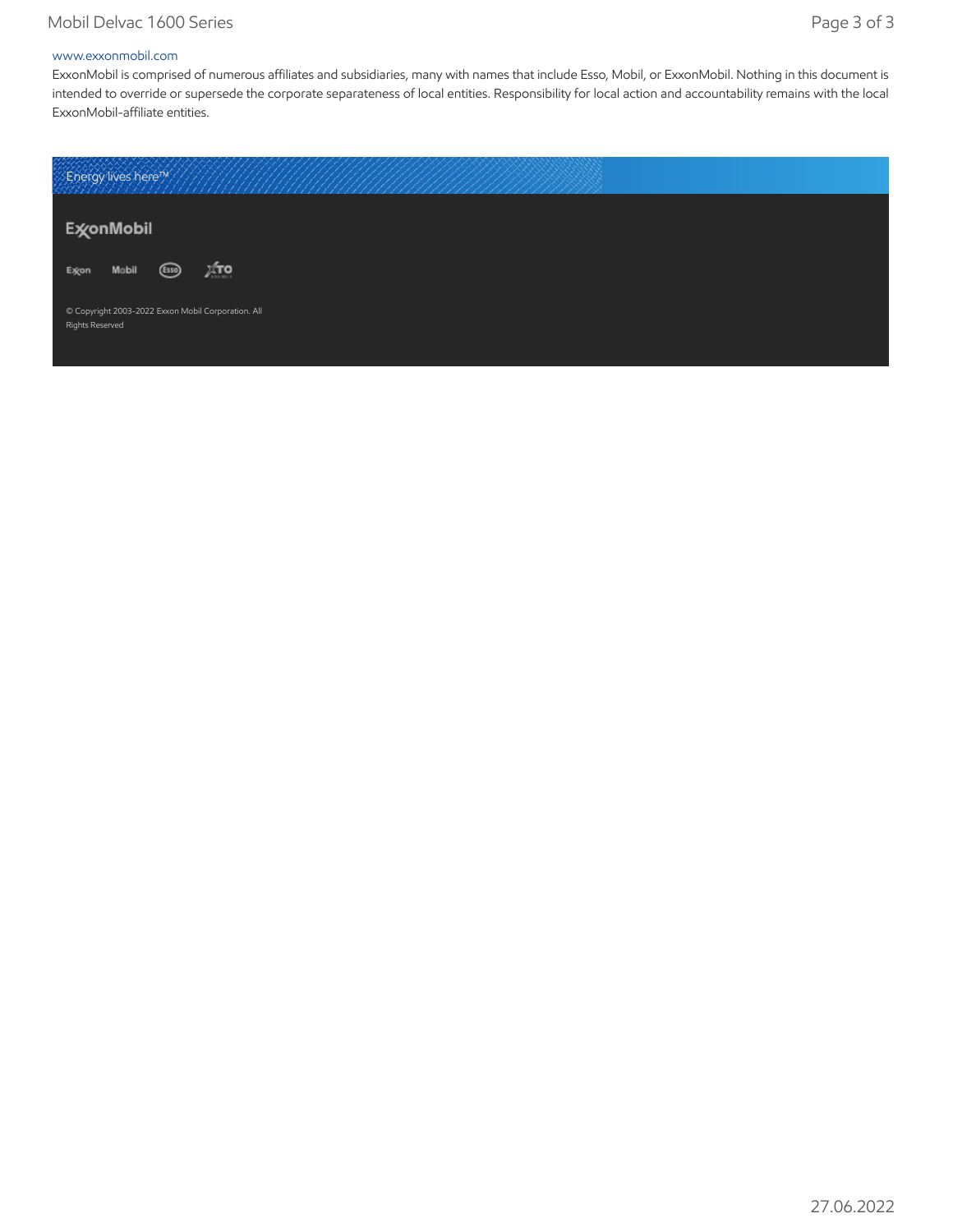www.exxonmobil.com

ExxonMobil is comprised of numerous affiliates and subsidiaries, many with names that include Esso, Mobil, or ExxonMobil. Nothing in this document is intended to override or supersede the corporate separateness of local entities. Responsibility for local action and accountability remains with the local ExxonMobil-affiliate entities.

Energy lives here™

ExxonMobil

Exxon Mobil Esso XTO

© Copyright 2003-2022 Exxon Mobil Corporation. All Rights Reserved

27.06.2022